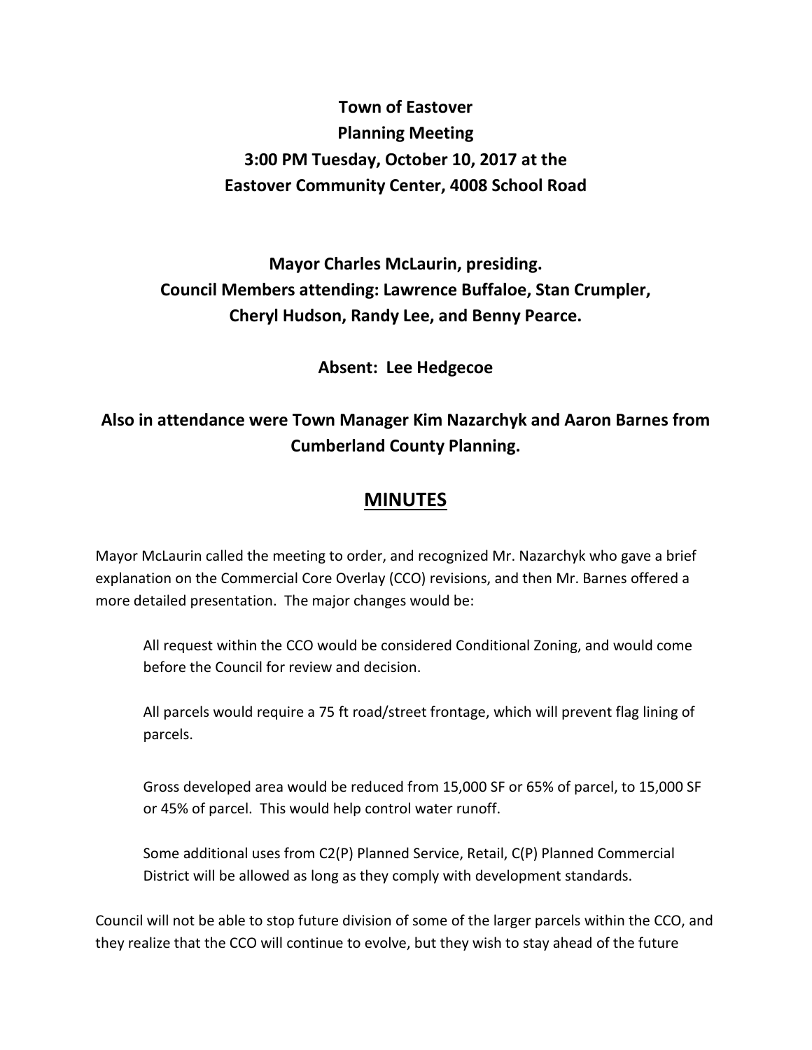# Town of Eastover
## Planning Meeting
## 3:00 PM Tuesday, October 10, 2017 at the
## Eastover Community Center, 4008 School Road

**Mayor Charles McLaurin, presiding.**
**Council Members attending: Lawrence Buffaloe, Stan Crumpler, Cheryl Hudson, Randy Lee, and Benny Pearce.**

**Absent: Lee Hedgecoe**

**Also in attendance were Town Manager Kim Nazarchyk and Aaron Barnes from Cumberland County Planning.**

## MINUTES

Mayor McLaurin called the meeting to order, and recognized Mr. Nazarchyk who gave a brief explanation on the Commercial Core Overlay (CCO) revisions, and then Mr. Barnes offered a more detailed presentation. The major changes would be:

All request within the CCO would be considered Conditional Zoning, and would come before the Council for review and decision.

All parcels would require a 75 ft road/street frontage, which will prevent flag lining of parcels.

Gross developed area would be reduced from 15,000 SF or 65% of parcel, to 15,000 SF or 45% of parcel. This would help control water runoff.

Some additional uses from C2(P) Planned Service, Retail, C(P) Planned Commercial District will be allowed as long as they comply with development standards.

Council will not be able to stop future division of some of the larger parcels within the CCO, and they realize that the CCO will continue to evolve, but they wish to stay ahead of the future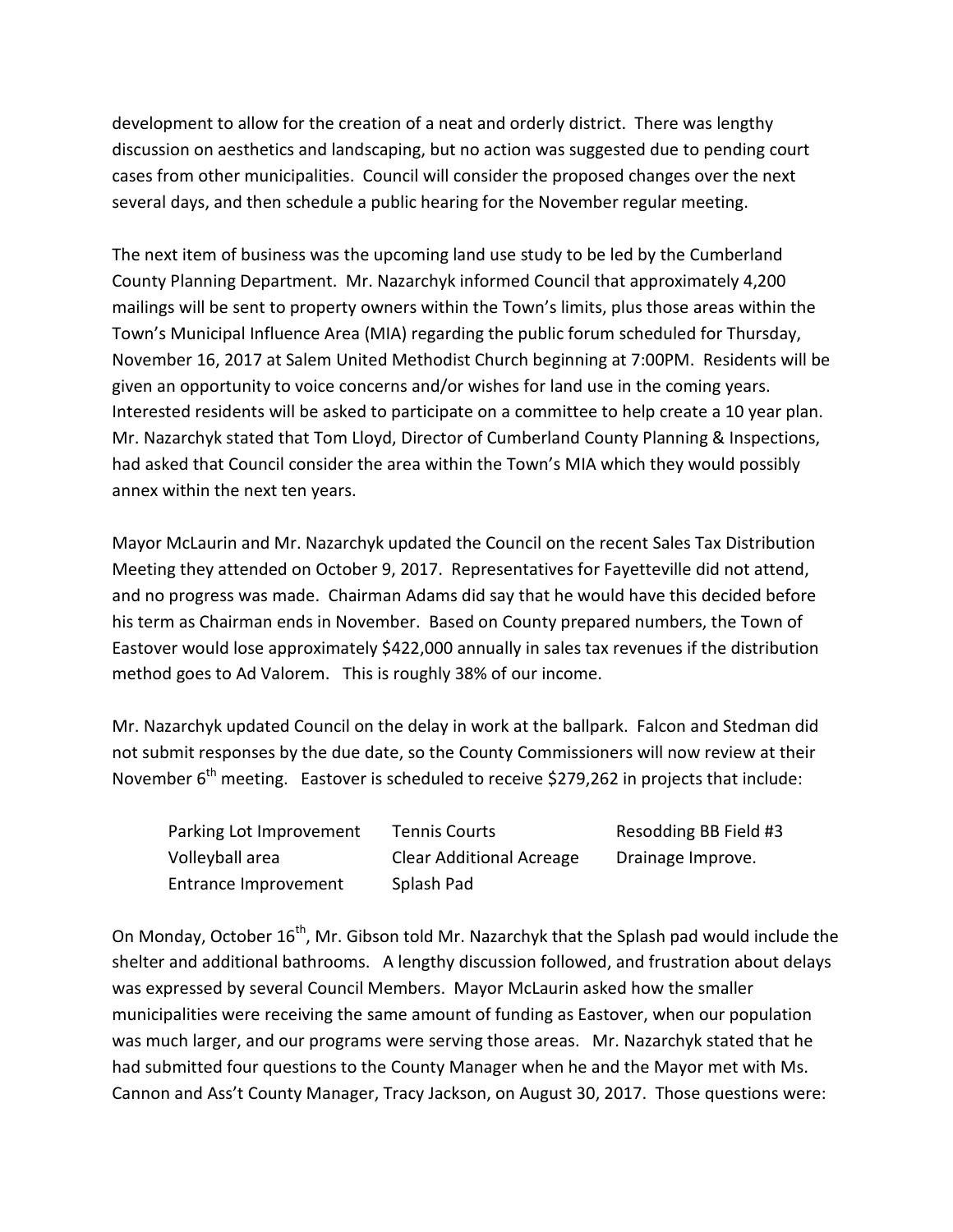development to allow for the creation of a neat and orderly district. There was lengthy discussion on aesthetics and landscaping, but no action was suggested due to pending court cases from other municipalities. Council will consider the proposed changes over the next several days, and then schedule a public hearing for the November regular meeting.

The next item of business was the upcoming land use study to be led by the Cumberland County Planning Department. Mr. Nazarchyk informed Council that approximately 4,200 mailings will be sent to property owners within the Town's limits, plus those areas within the Town's Municipal Influence Area (MIA) regarding the public forum scheduled for Thursday, November 16, 2017 at Salem United Methodist Church beginning at 7:00PM. Residents will be given an opportunity to voice concerns and/or wishes for land use in the coming years. Interested residents will be asked to participate on a committee to help create a 10 year plan. Mr. Nazarchyk stated that Tom Lloyd, Director of Cumberland County Planning & Inspections, had asked that Council consider the area within the Town's MIA which they would possibly annex within the next ten years.

Mayor McLaurin and Mr. Nazarchyk updated the Council on the recent Sales Tax Distribution Meeting they attended on October 9, 2017. Representatives for Fayetteville did not attend, and no progress was made. Chairman Adams did say that he would have this decided before his term as Chairman ends in November. Based on County prepared numbers, the Town of Eastover would lose approximately $422,000 annually in sales tax revenues if the distribution method goes to Ad Valorem. This is roughly 38% of our income.

Mr. Nazarchyk updated Council on the delay in work at the ballpark. Falcon and Stedman did not submit responses by the due date, so the County Commissioners will now review at their November 6th meeting. Eastover is scheduled to receive $279,262 in projects that include:

| | | |
|---|---|---|
| Parking Lot Improvement | Tennis Courts | Resodding BB Field #3 |
| Volleyball area | Clear Additional Acreage | Drainage Improve. |
| Entrance Improvement | Splash Pad | |

On Monday, October 16th, Mr. Gibson told Mr. Nazarchyk that the Splash pad would include the shelter and additional bathrooms. A lengthy discussion followed, and frustration about delays was expressed by several Council Members. Mayor McLaurin asked how the smaller municipalities were receiving the same amount of funding as Eastover, when our population was much larger, and our programs were serving those areas. Mr. Nazarchyk stated that he had submitted four questions to the County Manager when he and the Mayor met with Ms. Cannon and Ass't County Manager, Tracy Jackson, on August 30, 2017. Those questions were: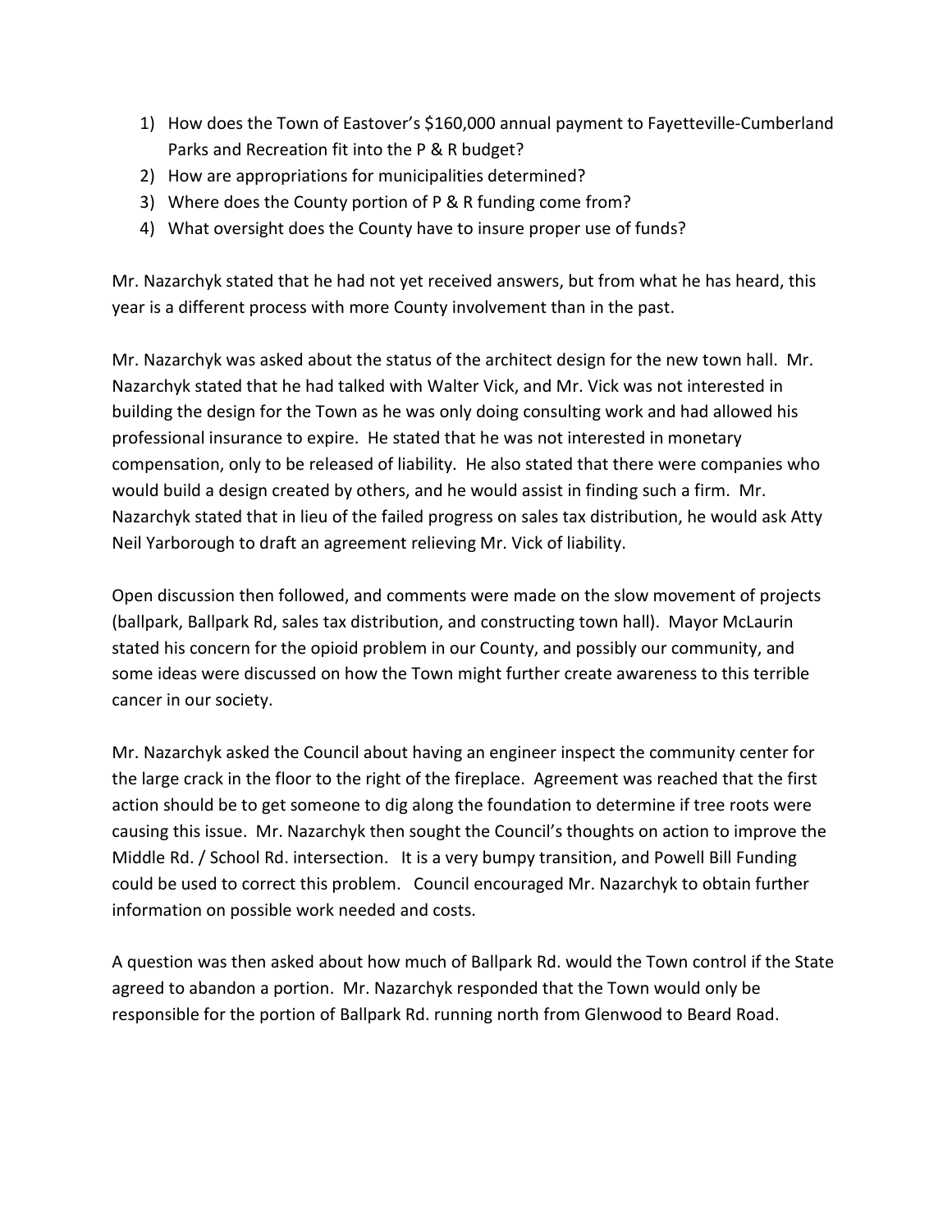1) How does the Town of Eastover's $160,000 annual payment to Fayetteville-Cumberland Parks and Recreation fit into the P & R budget?
2) How are appropriations for municipalities determined?
3) Where does the County portion of P & R funding come from?
4) What oversight does the County have to insure proper use of funds?

Mr. Nazarchyk stated that he had not yet received answers, but from what he has heard, this year is a different process with more County involvement than in the past.

Mr. Nazarchyk was asked about the status of the architect design for the new town hall. Mr. Nazarchyk stated that he had talked with Walter Vick, and Mr. Vick was not interested in building the design for the Town as he was only doing consulting work and had allowed his professional insurance to expire. He stated that he was not interested in monetary compensation, only to be released of liability. He also stated that there were companies who would build a design created by others, and he would assist in finding such a firm. Mr. Nazarchyk stated that in lieu of the failed progress on sales tax distribution, he would ask Atty Neil Yarborough to draft an agreement relieving Mr. Vick of liability.

Open discussion then followed, and comments were made on the slow movement of projects (ballpark, Ballpark Rd, sales tax distribution, and constructing town hall). Mayor McLaurin stated his concern for the opioid problem in our County, and possibly our community, and some ideas were discussed on how the Town might further create awareness to this terrible cancer in our society.

Mr. Nazarchyk asked the Council about having an engineer inspect the community center for the large crack in the floor to the right of the fireplace. Agreement was reached that the first action should be to get someone to dig along the foundation to determine if tree roots were causing this issue. Mr. Nazarchyk then sought the Council's thoughts on action to improve the Middle Rd. / School Rd. intersection. It is a very bumpy transition, and Powell Bill Funding could be used to correct this problem. Council encouraged Mr. Nazarchyk to obtain further information on possible work needed and costs.

A question was then asked about how much of Ballpark Rd. would the Town control if the State agreed to abandon a portion. Mr. Nazarchyk responded that the Town would only be responsible for the portion of Ballpark Rd. running north from Glenwood to Beard Road.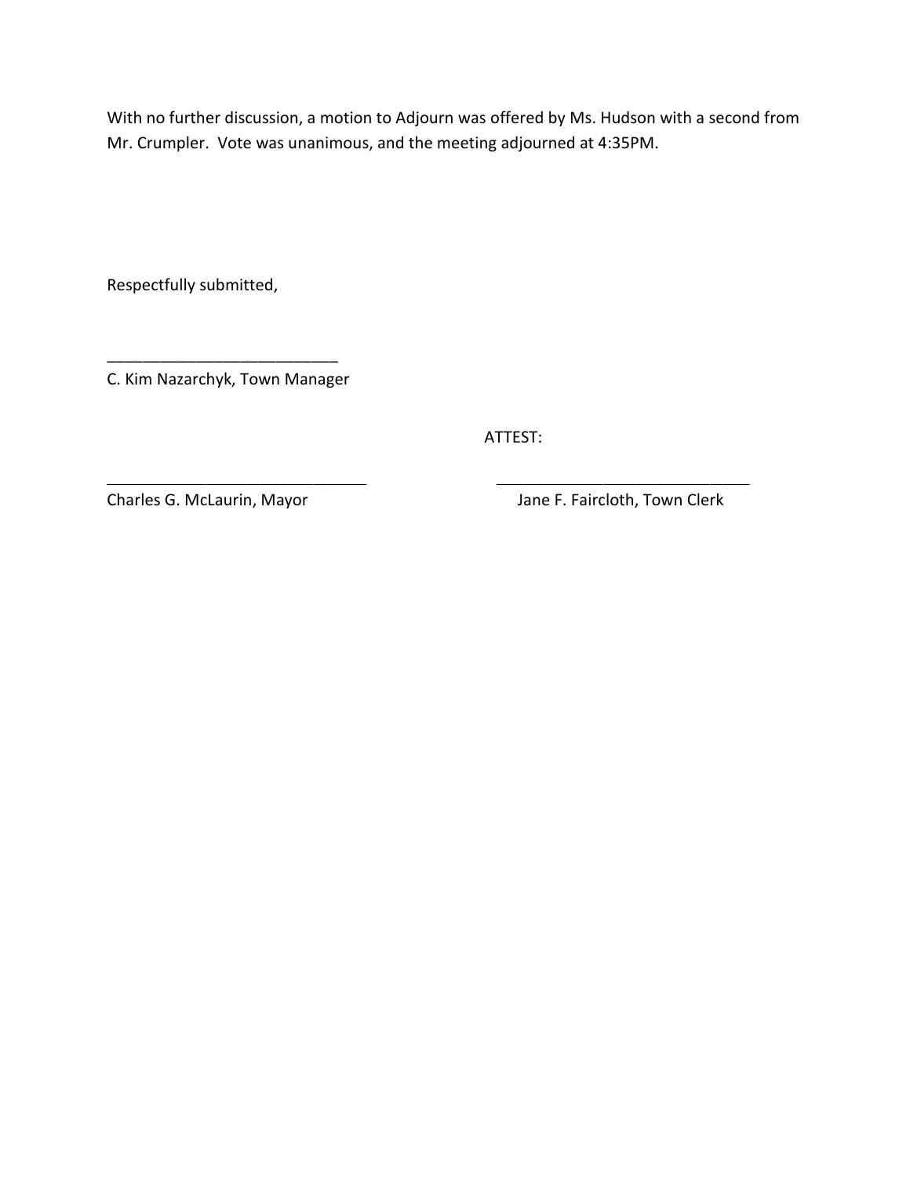With no further discussion, a motion to Adjourn was offered by Ms. Hudson with a second from Mr. Crumpler. Vote was unanimous, and the meeting adjourned at 4:35PM.

Respectfully submitted,

___________________________
C. Kim Nazarchyk, Town Manager

ATTEST:

______________________________
Charles G. McLaurin, Mayor

______________________________
Jane F. Faircloth, Town Clerk